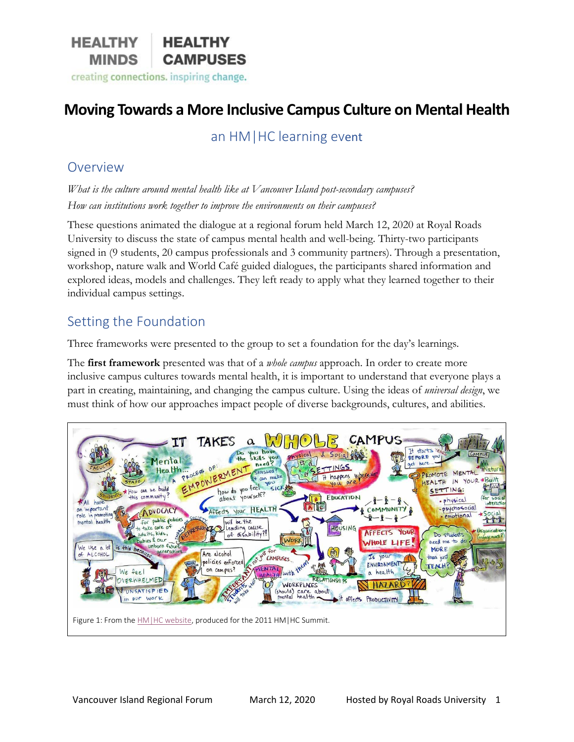HEALTHY MINDS | HEALTHY CAMPUSES

creating connections. inspiring change.

# Moving Towards a More Inclusive Campus Culture on Mental Health

an HM|HC learning event

## Overview

*What is the culture around mental health like at Vancouver Island post-secondary campuses?*

*How can institutions work together to improve the environments on their campuses?*

These questions animated the dialogue at a regional forum held March 12, 2020 at Royal Roads University to discuss the state of campus mental health and well-being. Thirty-two participants signed in (9 students, 20 campus professionals and 3 community partners). Through a presentation, workshop, nature walk and World Café guided dialogues, the participants shared information and explored ideas, models and challenges. They left ready to apply what they learned together to their individual campus settings.

## Setting the Foundation

Three frameworks were presented to the group to set a foundation for the day's learnings.

The **first framework** presented was that of a *whole campus* approach. In order to create more inclusive campus cultures towards mental health, it is important to understand that everyone plays a part in creating, maintaining, and changing the campus culture. Using the ideas of *universal design*, we must think of how our approaches impact people of diverse backgrounds, cultures, and abilities.

Figure 1: From the HM|HC website, produced for the 2011 HM|HC Summit.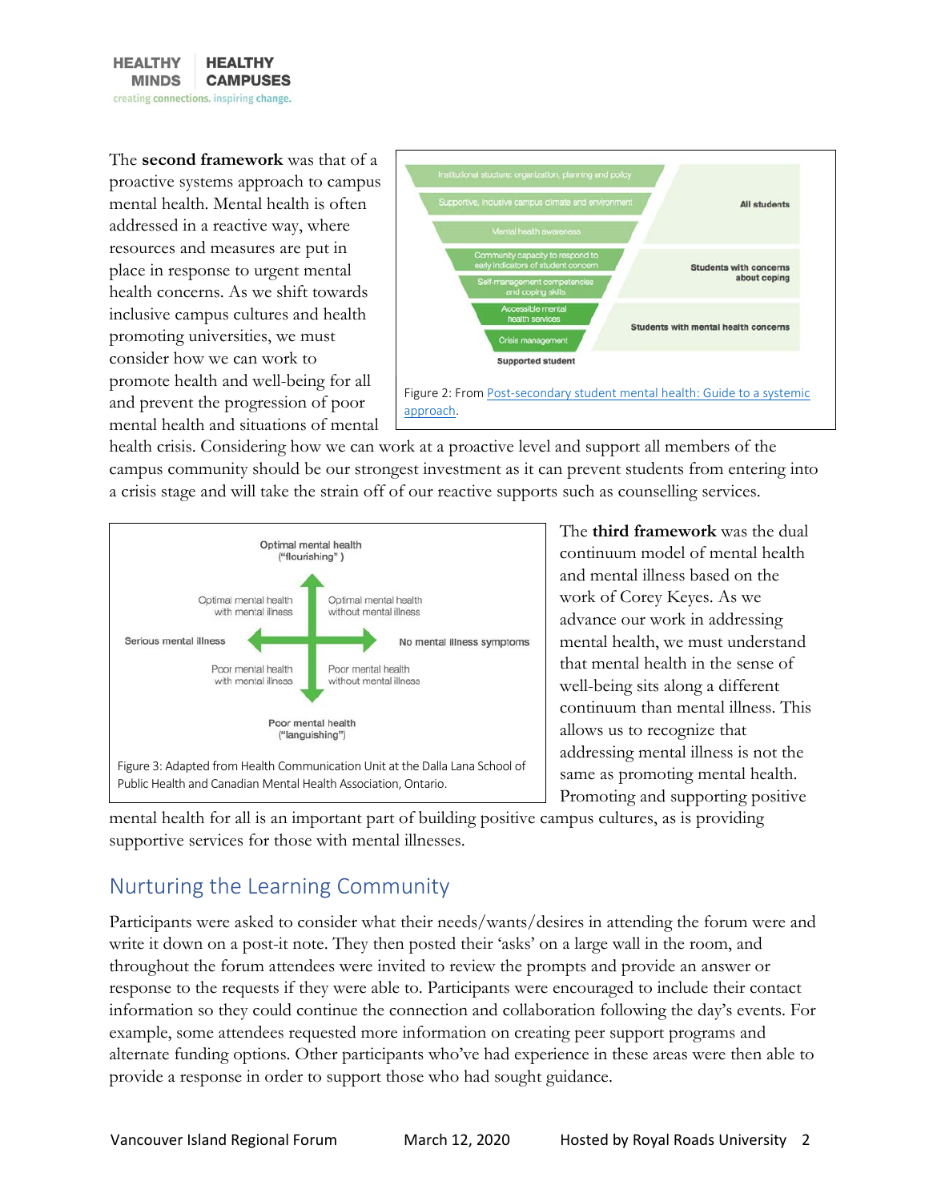The **second framework** was that of a proactive systems approach to campus mental health. Mental health is often addressed in a reactive way, where resources and measures are put in place in response to urgent mental health concerns. As we shift towards inclusive campus cultures and health promoting universities, we must consider how we can work to promote health and well-being for all and prevent the progression of poor mental health and situations of mental health crisis. Considering how we can work at a proactive level and support all members of the campus community should be our strongest investment as it can prevent students from entering into a crisis stage and will take the strain off of our reactive supports such as counselling services.

Figure 2: From Post-secondary student mental health: Guide to a systemic approach.

The **third framework** was the dual continuum model of mental health and mental illness based on the work of Corey Keyes. As we advance our work in addressing mental health, we must understand that mental health in the sense of well-being sits along a different continuum than mental illness. This allows us to recognize that addressing mental illness is not the same as promoting mental health. Promoting and supporting positive mental health for all is an important part of building positive campus cultures, as is providing supportive services for those with mental illnesses.

Figure 3: Adapted from Health Communication Unit at the Dalla Lana School of Public Health and Canadian Mental Health Association, Ontario.

## Nurturing the Learning Community

Participants were asked to consider what their needs/wants/desires in attending the forum were and write it down on a post-it note. They then posted their 'asks' on a large wall in the room, and throughout the forum attendees were invited to review the prompts and provide an answer or response to the requests if they were able to. Participants were encouraged to include their contact information so they could continue the connection and collaboration following the day's events. For example, some attendees requested more information on creating peer support programs and alternate funding options. Other participants who've had experience in these areas were then able to provide a response in order to support those who had sought guidance.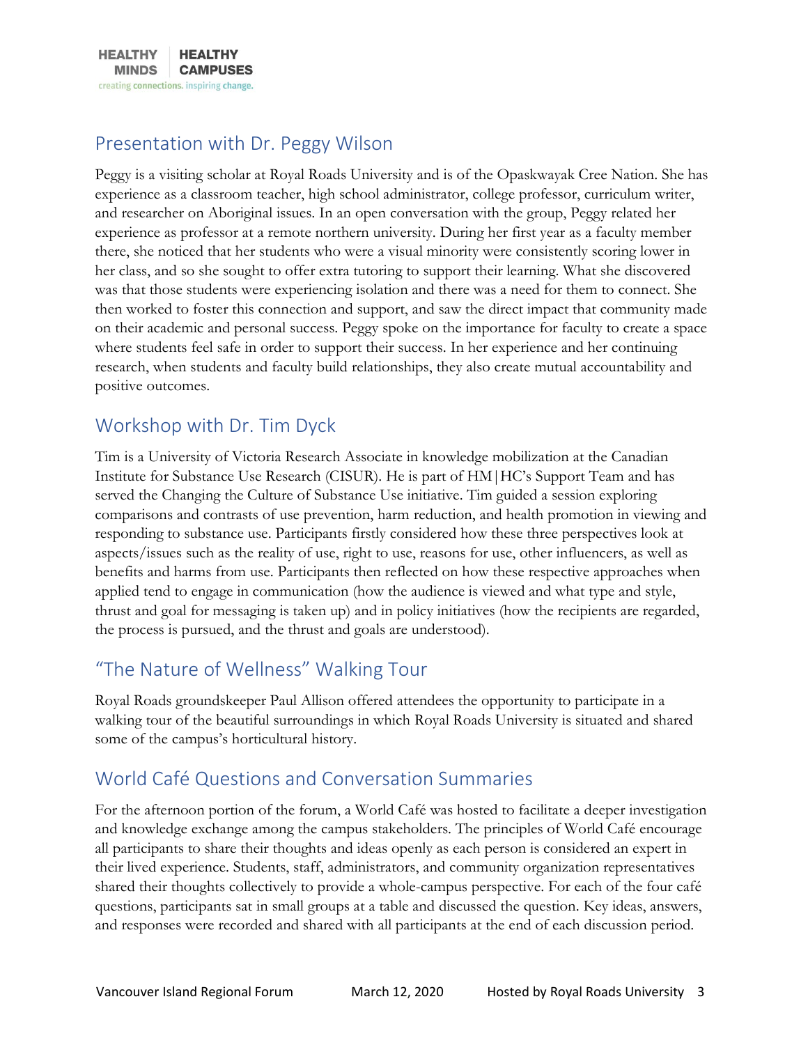## Presentation with Dr. Peggy Wilson

Peggy is a visiting scholar at Royal Roads University and is of the Opaskwayak Cree Nation. She has experience as a classroom teacher, high school administrator, college professor, curriculum writer, and researcher on Aboriginal issues. In an open conversation with the group, Peggy related her experience as professor at a remote northern university. During her first year as a faculty member there, she noticed that her students who were a visual minority were consistently scoring lower in her class, and so she sought to offer extra tutoring to support their learning. What she discovered was that those students were experiencing isolation and there was a need for them to connect. She then worked to foster this connection and support, and saw the direct impact that community made on their academic and personal success. Peggy spoke on the importance for faculty to create a space where students feel safe in order to support their success. In her experience and her continuing research, when students and faculty build relationships, they also create mutual accountability and positive outcomes.

## Workshop with Dr. Tim Dyck

Tim is a University of Victoria Research Associate in knowledge mobilization at the Canadian Institute for Substance Use Research (CISUR). He is part of HM|HC's Support Team and has served the Changing the Culture of Substance Use initiative. Tim guided a session exploring comparisons and contrasts of use prevention, harm reduction, and health promotion in viewing and responding to substance use. Participants firstly considered how these three perspectives look at aspects/issues such as the reality of use, right to use, reasons for use, other influencers, as well as benefits and harms from use. Participants then reflected on how these respective approaches when applied tend to engage in communication (how the audience is viewed and what type and style, thrust and goal for messaging is taken up) and in policy initiatives (how the recipients are regarded, the process is pursued, and the thrust and goals are understood).

## "The Nature of Wellness" Walking Tour

Royal Roads groundskeeper Paul Allison offered attendees the opportunity to participate in a walking tour of the beautiful surroundings in which Royal Roads University is situated and shared some of the campus's horticultural history.

## World Café Questions and Conversation Summaries

For the afternoon portion of the forum, a World Café was hosted to facilitate a deeper investigation and knowledge exchange among the campus stakeholders. The principles of World Café encourage all participants to share their thoughts and ideas openly as each person is considered an expert in their lived experience. Students, staff, administrators, and community organization representatives shared their thoughts collectively to provide a whole-campus perspective. For each of the four café questions, participants sat in small groups at a table and discussed the question. Key ideas, answers, and responses were recorded and shared with all participants at the end of each discussion period.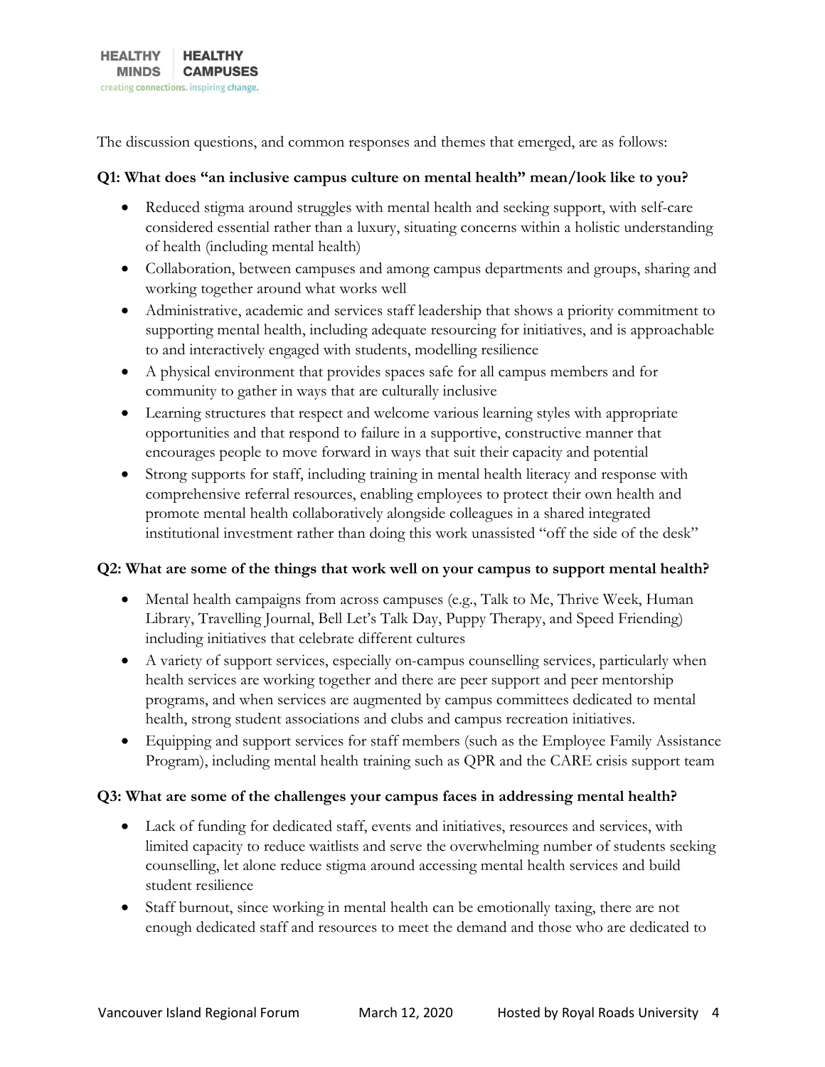The discussion questions, and common responses and themes that emerged, are as follows:

**Q1: What does "an inclusive campus culture on mental health" mean/look like to you?**

- Reduced stigma around struggles with mental health and seeking support, with self-care considered essential rather than a luxury, situating concerns within a holistic understanding of health (including mental health)
- Collaboration, between campuses and among campus departments and groups, sharing and working together around what works well
- Administrative, academic and services staff leadership that shows a priority commitment to supporting mental health, including adequate resourcing for initiatives, and is approachable to and interactively engaged with students, modelling resilience
- A physical environment that provides spaces safe for all campus members and for community to gather in ways that are culturally inclusive
- Learning structures that respect and welcome various learning styles with appropriate opportunities and that respond to failure in a supportive, constructive manner that encourages people to move forward in ways that suit their capacity and potential
- Strong supports for staff, including training in mental health literacy and response with comprehensive referral resources, enabling employees to protect their own health and promote mental health collaboratively alongside colleagues in a shared integrated institutional investment rather than doing this work unassisted "off the side of the desk"

**Q2: What are some of the things that work well on your campus to support mental health?**

- Mental health campaigns from across campuses (e.g., Talk to Me, Thrive Week, Human Library, Travelling Journal, Bell Let's Talk Day, Puppy Therapy, and Speed Friending) including initiatives that celebrate different cultures
- A variety of support services, especially on-campus counselling services, particularly when health services are working together and there are peer support and peer mentorship programs, and when services are augmented by campus committees dedicated to mental health, strong student associations and clubs and campus recreation initiatives.
- Equipping and support services for staff members (such as the Employee Family Assistance Program), including mental health training such as QPR and the CARE crisis support team

**Q3: What are some of the challenges your campus faces in addressing mental health?**

- Lack of funding for dedicated staff, events and initiatives, resources and services, with limited capacity to reduce waitlists and serve the overwhelming number of students seeking counselling, let alone reduce stigma around accessing mental health services and build student resilience
- Staff burnout, since working in mental health can be emotionally taxing, there are not enough dedicated staff and resources to meet the demand and those who are dedicated to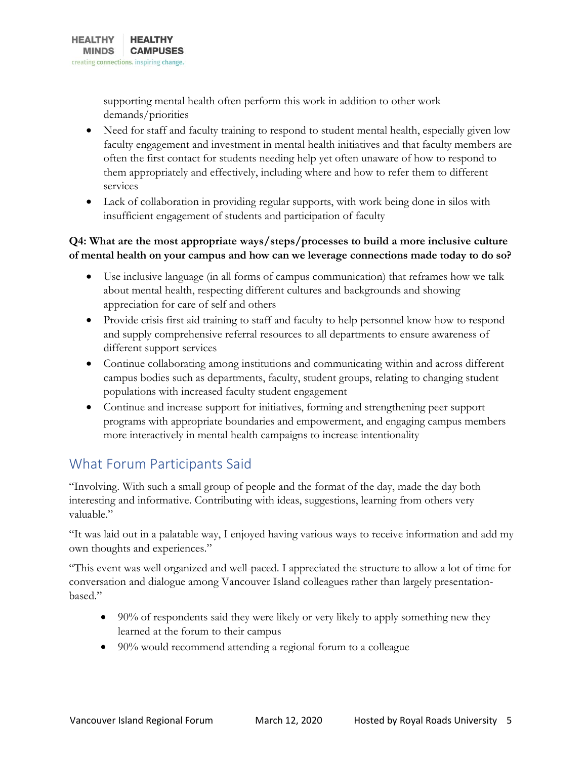supporting mental health often perform this work in addition to other work demands/priorities

- Need for staff and faculty training to respond to student mental health, especially given low faculty engagement and investment in mental health initiatives and that faculty members are often the first contact for students needing help yet often unaware of how to respond to them appropriately and effectively, including where and how to refer them to different services
- Lack of collaboration in providing regular supports, with work being done in silos with insufficient engagement of students and participation of faculty

**Q4: What are the most appropriate ways/steps/processes to build a more inclusive culture of mental health on your campus and how can we leverage connections made today to do so?**

- Use inclusive language (in all forms of campus communication) that reframes how we talk about mental health, respecting different cultures and backgrounds and showing appreciation for care of self and others
- Provide crisis first aid training to staff and faculty to help personnel know how to respond and supply comprehensive referral resources to all departments to ensure awareness of different support services
- Continue collaborating among institutions and communicating within and across different campus bodies such as departments, faculty, student groups, relating to changing student populations with increased faculty student engagement
- Continue and increase support for initiatives, forming and strengthening peer support programs with appropriate boundaries and empowerment, and engaging campus members more interactively in mental health campaigns to increase intentionality

## What Forum Participants Said

"Involving. With such a small group of people and the format of the day, made the day both interesting and informative. Contributing with ideas, suggestions, learning from others very valuable."

"It was laid out in a palatable way, I enjoyed having various ways to receive information and add my own thoughts and experiences."

"This event was well organized and well-paced. I appreciated the structure to allow a lot of time for conversation and dialogue among Vancouver Island colleagues rather than largely presentation-based."

- 90% of respondents said they were likely or very likely to apply something new they learned at the forum to their campus
- 90% would recommend attending a regional forum to a colleague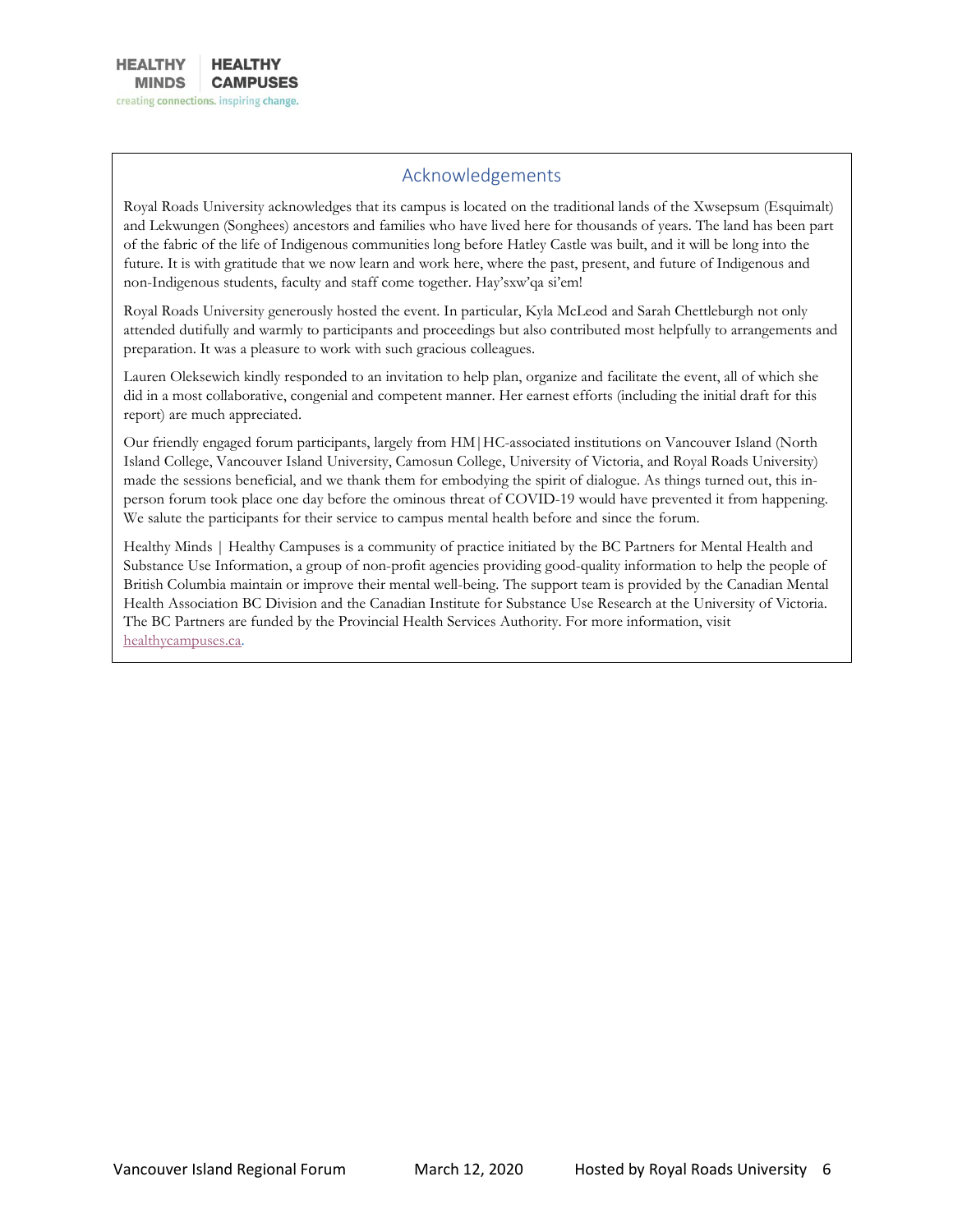## Acknowledgements

Royal Roads University acknowledges that its campus is located on the traditional lands of the Xwsepsum (Esquimalt) and Lekwungen (Songhees) ancestors and families who have lived here for thousands of years. The land has been part of the fabric of the life of Indigenous communities long before Hatley Castle was built, and it will be long into the future. It is with gratitude that we now learn and work here, where the past, present, and future of Indigenous and non-Indigenous students, faculty and staff come together. Hay'sxw'qa si'em!

Royal Roads University generously hosted the event. In particular, Kyla McLeod and Sarah Chettleburgh not only attended dutifully and warmly to participants and proceedings but also contributed most helpfully to arrangements and preparation. It was a pleasure to work with such gracious colleagues.

Lauren Oleksewich kindly responded to an invitation to help plan, organize and facilitate the event, all of which she did in a most collaborative, congenial and competent manner. Her earnest efforts (including the initial draft for this report) are much appreciated.

Our friendly engaged forum participants, largely from HM|HC-associated institutions on Vancouver Island (North Island College, Vancouver Island University, Camosun College, University of Victoria, and Royal Roads University) made the sessions beneficial, and we thank them for embodying the spirit of dialogue. As things turned out, this in-person forum took place one day before the ominous threat of COVID-19 would have prevented it from happening. We salute the participants for their service to campus mental health before and since the forum.

Healthy Minds | Healthy Campuses is a community of practice initiated by the BC Partners for Mental Health and Substance Use Information, a group of non-profit agencies providing good-quality information to help the people of British Columbia maintain or improve their mental well-being. The support team is provided by the Canadian Mental Health Association BC Division and the Canadian Institute for Substance Use Research at the University of Victoria. The BC Partners are funded by the Provincial Health Services Authority. For more information, visit healthycampuses.ca.